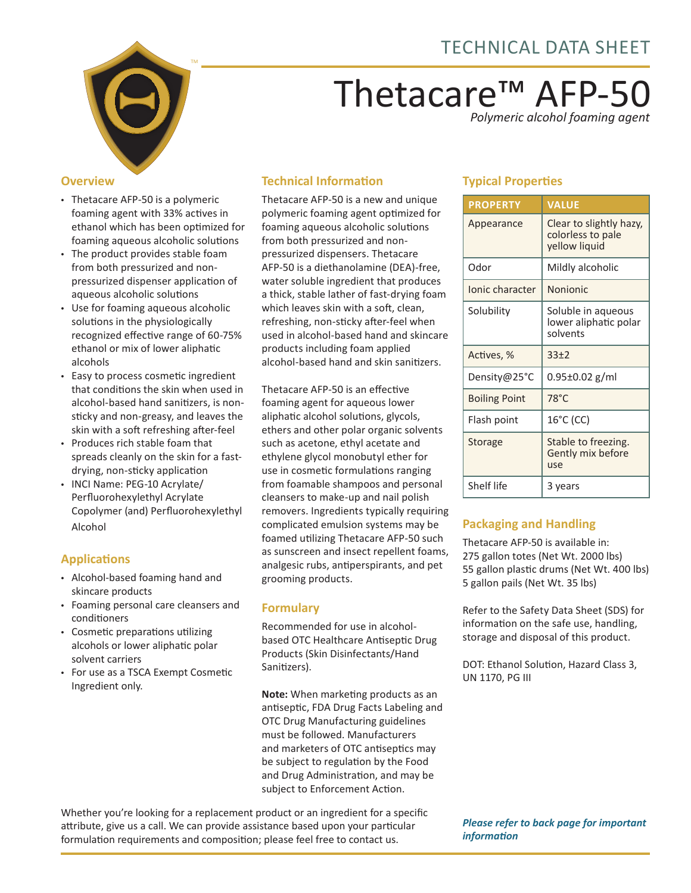# TECHNICAL DATA SHEET

# Thetacare™ AFP-50

*Polymeric alcohol foaming agent*

## Overview

- Thetacare AFP-50 is a polymeric foaming agent with 33% actives in ethanol which has been optimized for foaming aqueous alcoholic solutions
- The product provides stable foam from both pressurized and non-pressurized dispenser application of aqueous alcoholic solutions
- Use for foaming aqueous alcoholic solutions in the physiologically recognized effective range of 60-75% ethanol or mix of lower aliphatic alcohols
- Easy to process cosmetic ingredient that conditions the skin when used in alcohol-based hand sanitizers, is non-sticky and non-greasy, and leaves the skin with a soft refreshing after-feel
- Produces rich stable foam that spreads cleanly on the skin for a fast-drying, non-sticky application
- INCI Name: PEG-10 Acrylate/ Perfluorohexylethyl Acrylate Copolymer (and) Perfluorohexylethyl Alcohol

## Applications

- Alcohol-based foaming hand and skincare products
- Foaming personal care cleansers and conditioners
- Cosmetic preparations utilizing alcohols or lower aliphatic polar solvent carriers
- For use as a TSCA Exempt Cosmetic Ingredient only.

## Technical Information

Thetacare AFP-50 is a new and unique polymeric foaming agent optimized for foaming aqueous alcoholic solutions from both pressurized and non-pressurized dispensers. Thetacare AFP-50 is a diethanolamine (DEA)-free, water soluble ingredient that produces a thick, stable lather of fast-drying foam which leaves skin with a soft, clean, refreshing, non-sticky after-feel when used in alcohol-based hand and skincare products including foam applied alcohol-based hand and skin sanitizers.

Thetacare AFP-50 is an effective foaming agent for aqueous lower aliphatic alcohol solutions, glycols, ethers and other polar organic solvents such as acetone, ethyl acetate and ethylene glycol monobutyl ether for use in cosmetic formulations ranging from foamable shampoos and personal cleansers to make-up and nail polish removers. Ingredients typically requiring complicated emulsion systems may be foamed utilizing Thetacare AFP-50 such as sunscreen and insect repellent foams, analgesic rubs, antiperspirants, and pet grooming products.

## Formulary

Recommended for use in alcohol-based OTC Healthcare Antiseptic Drug Products (Skin Disinfectants/Hand Sanitizers).

**Note:** When marketing products as an antiseptic, FDA Drug Facts Labeling and OTC Drug Manufacturing guidelines must be followed. Manufacturers and marketers of OTC antiseptics may be subject to regulation by the Food and Drug Administration, and may be subject to Enforcement Action.

## Typical Properties

| PROPERTY | VALUE |
|---|---|
| Appearance | Clear to slightly hazy, colorless to pale yellow liquid |
| Odor | Mildly alcoholic |
| Ionic character | Nonionic |
| Solubility | Soluble in aqueous lower aliphatic polar solvents |
| Actives, % | 33±2 |
| Density@25°C | 0.95±0.02 g/ml |
| Boiling Point | 78°C |
| Flash point | 16°C (CC) |
| Storage | Stable to freezing. Gently mix before use |
| Shelf life | 3 years |

## Packaging and Handling

Thetacare AFP-50 is available in:
275 gallon totes (Net Wt. 2000 lbs)
55 gallon plastic drums (Net Wt. 400 lbs)
5 gallon pails (Net Wt. 35 lbs)

Refer to the Safety Data Sheet (SDS) for information on the safe use, handling, storage and disposal of this product.

DOT: Ethanol Solution, Hazard Class 3, UN 1170, PG III

Whether you're looking for a replacement product or an ingredient for a specific attribute, give us a call. We can provide assistance based upon your particular formulation requirements and composition; please feel free to contact us.

***Please refer to back page for important information***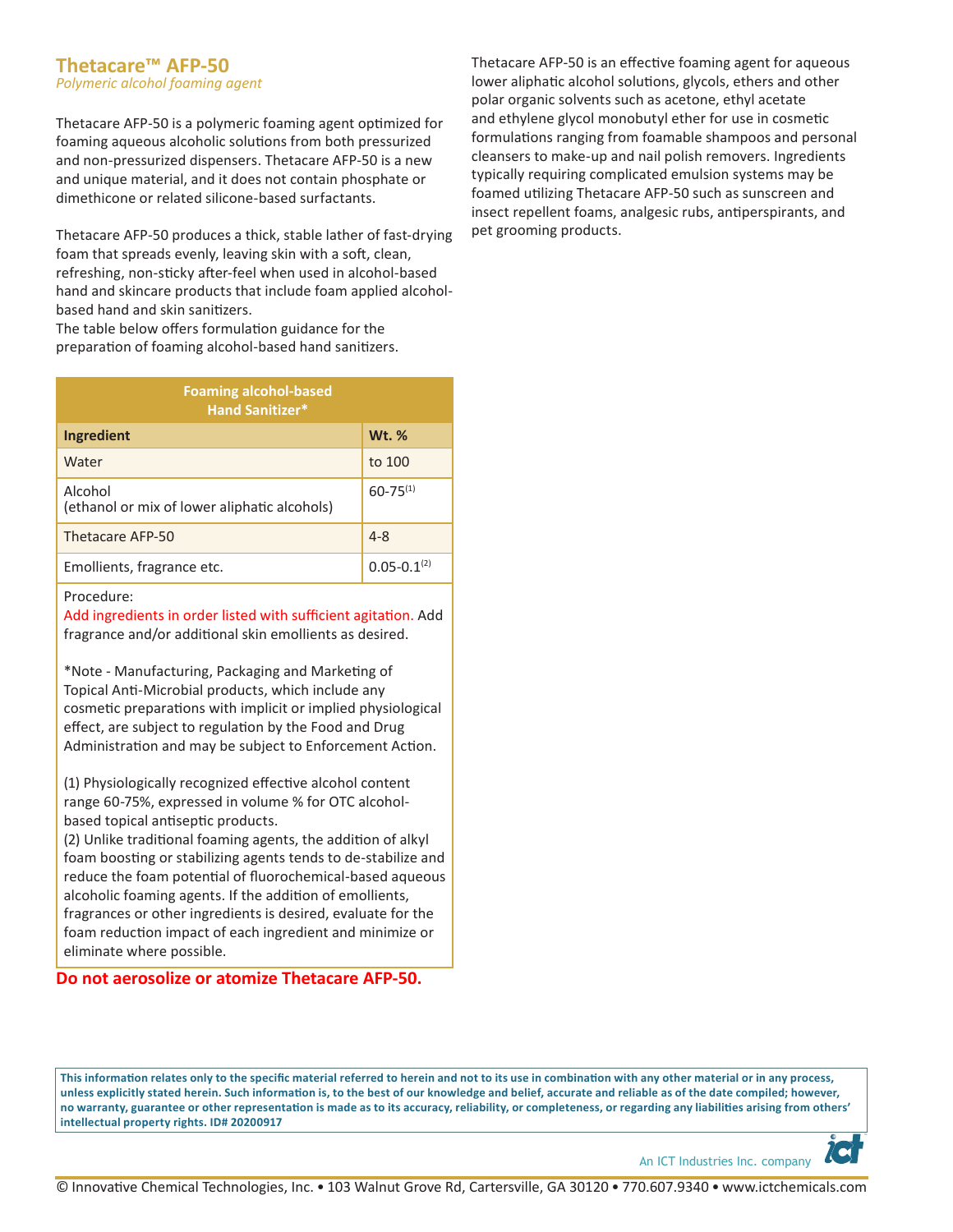## Thetacare™ AFP-50

*Polymeric alcohol foaming agent*

Thetacare AFP-50 is a polymeric foaming agent optimized for foaming aqueous alcoholic solutions from both pressurized and non-pressurized dispensers. Thetacare AFP-50 is a new and unique material, and it does not contain phosphate or dimethicone or related silicone-based surfactants.

Thetacare AFP-50 produces a thick, stable lather of fast-drying foam that spreads evenly, leaving skin with a soft, clean, refreshing, non-sticky after-feel when used in alcohol-based hand and skincare products that include foam applied alcohol-based hand and skin sanitizers.
The table below offers formulation guidance for the preparation of foaming alcohol-based hand sanitizers.

| Foaming alcohol-based Hand Sanitizer* | |
|---|---|
| **Ingredient** | **Wt. %** |
| Water | to 100 |
| Alcohol (ethanol or mix of lower aliphatic alcohols) | 60-75[1] |
| Thetacare AFP-50 | 4-8 |
| Emollients, fragrance etc. | 0.05-0.1[2] |

Procedure:
Add ingredients in order listed with sufficient agitation. Add fragrance and/or additional skin emollients as desired.

*Note - Manufacturing, Packaging and Marketing of Topical Anti-Microbial products, which include any cosmetic preparations with implicit or implied physiological effect, are subject to regulation by the Food and Drug Administration and may be subject to Enforcement Action.

(1) Physiologically recognized effective alcohol content range 60-75%, expressed in volume % for OTC alcohol-based topical antiseptic products.
(2) Unlike traditional foaming agents, the addition of alkyl foam boosting or stabilizing agents tends to de-stabilize and reduce the foam potential of fluorochemical-based aqueous alcoholic foaming agents. If the addition of emollients, fragrances or other ingredients is desired, evaluate for the foam reduction impact of each ingredient and minimize or eliminate where possible.

**Do not aerosolize or atomize Thetacare AFP-50.**

Thetacare AFP-50 is an effective foaming agent for aqueous lower aliphatic alcohol solutions, glycols, ethers and other polar organic solvents such as acetone, ethyl acetate and ethylene glycol monobutyl ether for use in cosmetic formulations ranging from foamable shampoos and personal cleansers to make-up and nail polish removers. Ingredients typically requiring complicated emulsion systems may be foamed utilizing Thetacare AFP-50 such as sunscreen and insect repellent foams, analgesic rubs, antiperspirants, and pet grooming products.

**This information relates only to the specific material referred to herein and not to its use in combination with any other material or in any process, unless explicitly stated herein. Such information is, to the best of our knowledge and belief, accurate and reliable as of the date compiled; however, no warranty, guarantee or other representation is made as to its accuracy, reliability, or completeness, or regarding any liabilities arising from others' intellectual property rights. ID# 20200917**

An ICT Industries Inc. company

© Innovative Chemical Technologies, Inc. • 103 Walnut Grove Rd, Cartersville, GA 30120 • 770.607.9340 • www.ictchemicals.com